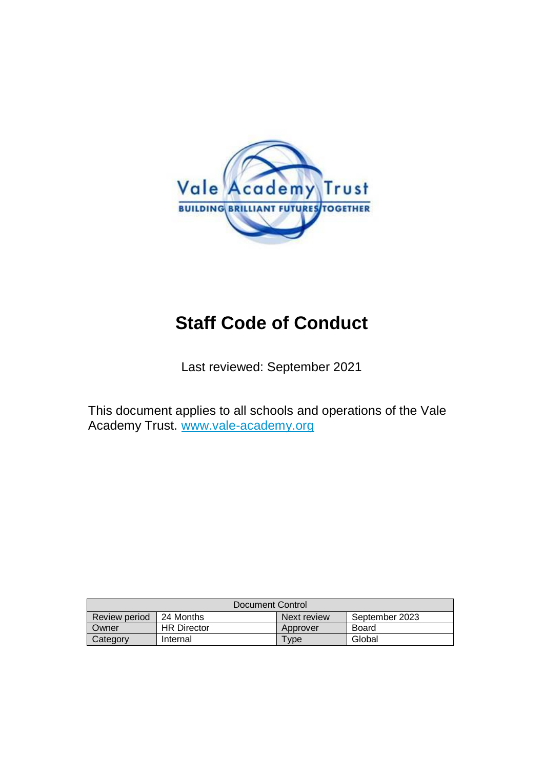# Staff Code of Conduct

Last reviewed: September 2021

This document applies to all schools and operations of the Vale Academy Trust. www.vale-academy.org

| Document Control | | | |
|---|---|---|---|
| Review period | 24 Months | Next review | September 2023 |
| Owner | HR Director | Approver | Board |
| Category | Internal | Type | Global |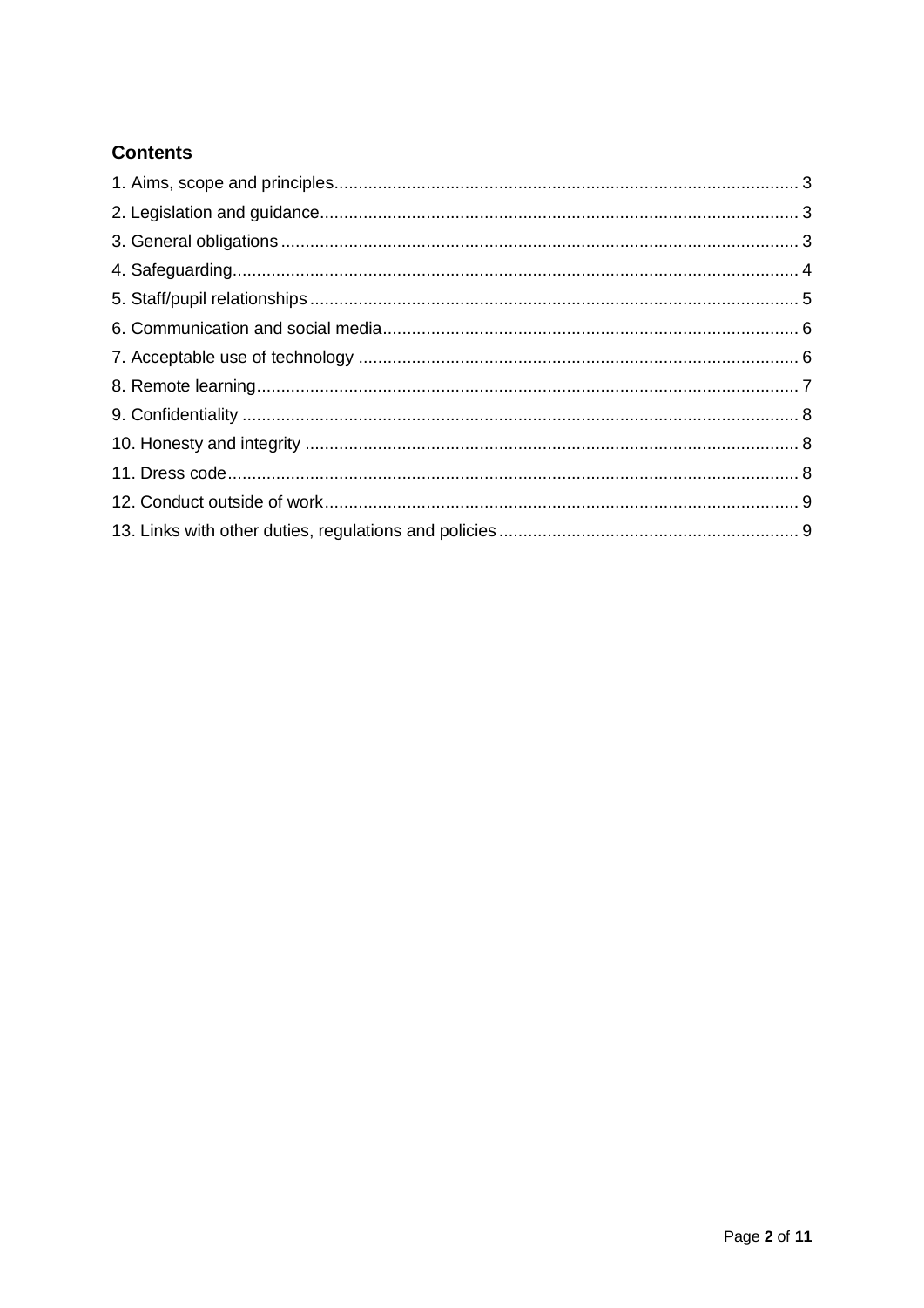## Contents

1. Aims, scope and principles ... 3
2. Legislation and guidance ... 3
3. General obligations ... 3
4. Safeguarding ... 4
5. Staff/pupil relationships ... 5
6. Communication and social media ... 6
7. Acceptable use of technology ... 6
8. Remote learning ... 7
9. Confidentiality ... 8
10. Honesty and integrity ... 8
11. Dress code ... 8
12. Conduct outside of work ... 9
13. Links with other duties, regulations and policies ... 9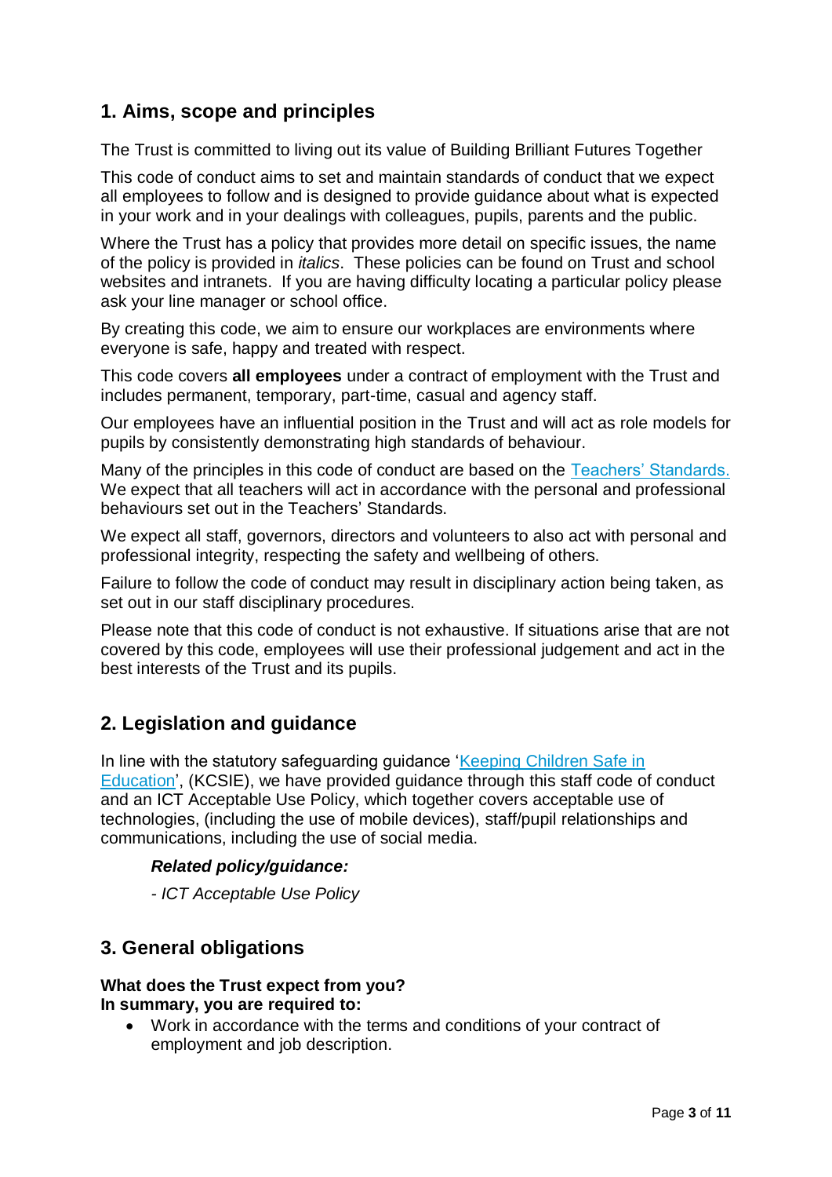## 1. Aims, scope and principles

The Trust is committed to living out its value of Building Brilliant Futures Together

This code of conduct aims to set and maintain standards of conduct that we expect all employees to follow and is designed to provide guidance about what is expected in your work and in your dealings with colleagues, pupils, parents and the public.

Where the Trust has a policy that provides more detail on specific issues, the name of the policy is provided in *italics*. These policies can be found on Trust and school websites and intranets. If you are having difficulty locating a particular policy please ask your line manager or school office.

By creating this code, we aim to ensure our workplaces are environments where everyone is safe, happy and treated with respect.

This code covers **all employees** under a contract of employment with the Trust and includes permanent, temporary, part-time, casual and agency staff.

Our employees have an influential position in the Trust and will act as role models for pupils by consistently demonstrating high standards of behaviour.

Many of the principles in this code of conduct are based on the Teachers' Standards. We expect that all teachers will act in accordance with the personal and professional behaviours set out in the Teachers' Standards.

We expect all staff, governors, directors and volunteers to also act with personal and professional integrity, respecting the safety and wellbeing of others.

Failure to follow the code of conduct may result in disciplinary action being taken, as set out in our staff disciplinary procedures.

Please note that this code of conduct is not exhaustive. If situations arise that are not covered by this code, employees will use their professional judgement and act in the best interests of the Trust and its pupils.

## 2. Legislation and guidance

In line with the statutory safeguarding guidance 'Keeping Children Safe in Education', (KCSIE), we have provided guidance through this staff code of conduct and an ICT Acceptable Use Policy, which together covers acceptable use of technologies, (including the use of mobile devices), staff/pupil relationships and communications, including the use of social media.

***Related policy/guidance:***

*- ICT Acceptable Use Policy*

## 3. General obligations

**What does the Trust expect from you?**
**In summary, you are required to:**

- Work in accordance with the terms and conditions of your contract of employment and job description.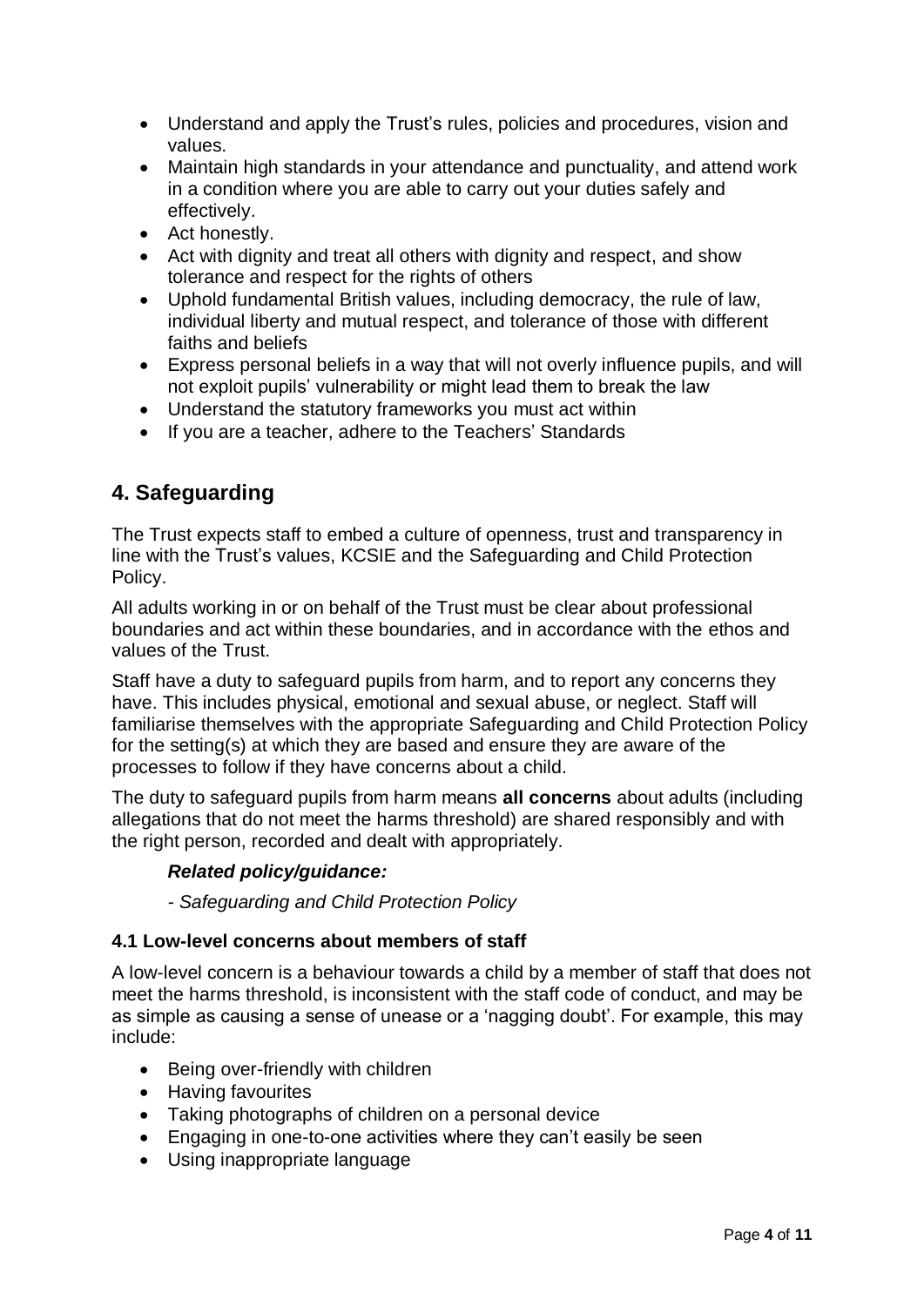- Understand and apply the Trust's rules, policies and procedures, vision and values.
- Maintain high standards in your attendance and punctuality, and attend work in a condition where you are able to carry out your duties safely and effectively.
- Act honestly.
- Act with dignity and treat all others with dignity and respect, and show tolerance and respect for the rights of others
- Uphold fundamental British values, including democracy, the rule of law, individual liberty and mutual respect, and tolerance of those with different faiths and beliefs
- Express personal beliefs in a way that will not overly influence pupils, and will not exploit pupils' vulnerability or might lead them to break the law
- Understand the statutory frameworks you must act within
- If you are a teacher, adhere to the Teachers' Standards

## 4. Safeguarding

The Trust expects staff to embed a culture of openness, trust and transparency in line with the Trust's values, KCSIE and the Safeguarding and Child Protection Policy.

All adults working in or on behalf of the Trust must be clear about professional boundaries and act within these boundaries, and in accordance with the ethos and values of the Trust.

Staff have a duty to safeguard pupils from harm, and to report any concerns they have. This includes physical, emotional and sexual abuse, or neglect. Staff will familiarise themselves with the appropriate Safeguarding and Child Protection Policy for the setting(s) at which they are based and ensure they are aware of the processes to follow if they have concerns about a child.

The duty to safeguard pupils from harm means **all concerns** about adults (including allegations that do not meet the harms threshold) are shared responsibly and with the right person, recorded and dealt with appropriately.

> ***Related policy/guidance:***
>
> *- Safeguarding and Child Protection Policy*

### 4.1 Low-level concerns about members of staff

A low-level concern is a behaviour towards a child by a member of staff that does not meet the harms threshold, is inconsistent with the staff code of conduct, and may be as simple as causing a sense of unease or a 'nagging doubt'. For example, this may include:

- Being over-friendly with children
- Having favourites
- Taking photographs of children on a personal device
- Engaging in one-to-one activities where they can't easily be seen
- Using inappropriate language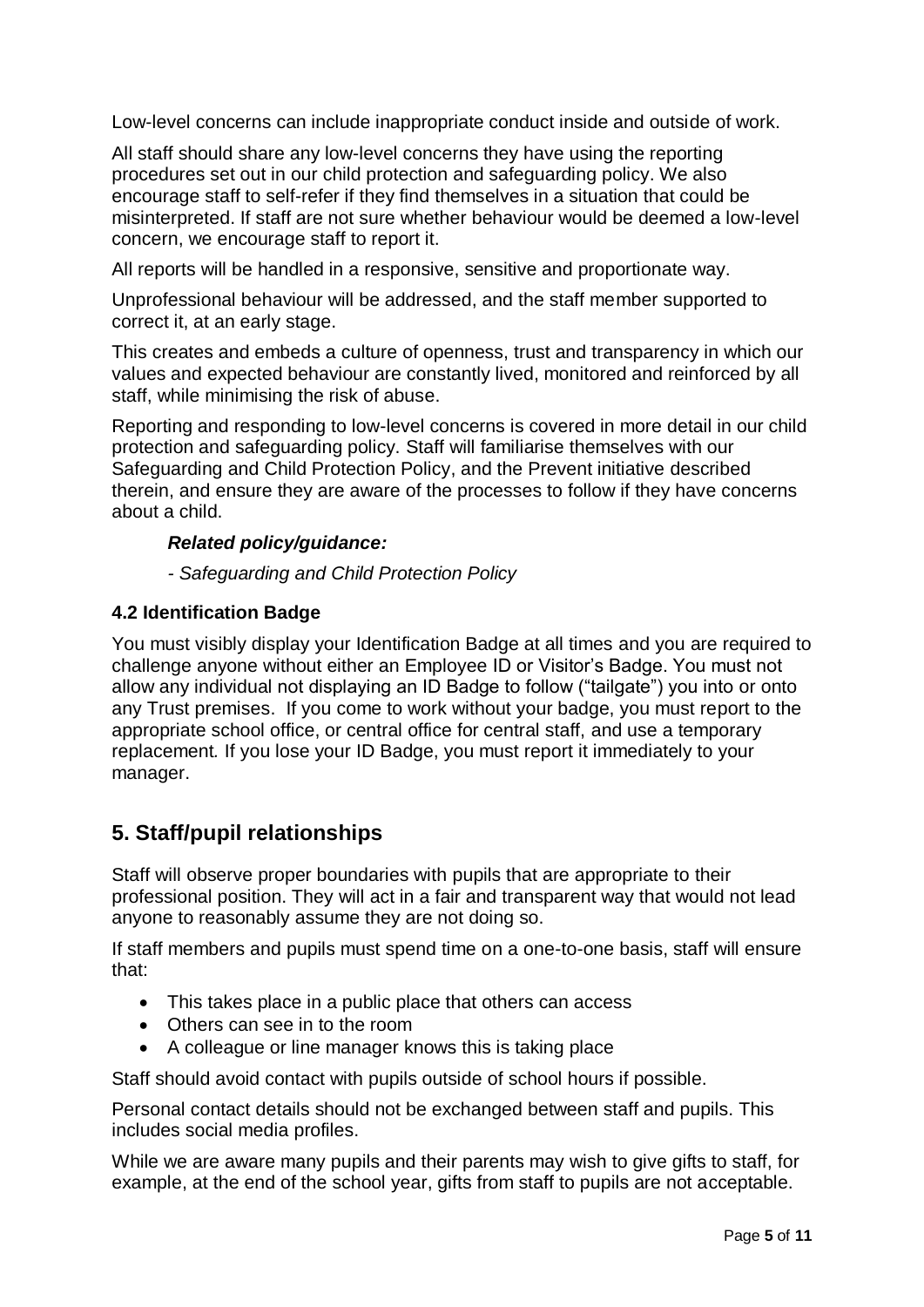Low-level concerns can include inappropriate conduct inside and outside of work.

All staff should share any low-level concerns they have using the reporting procedures set out in our child protection and safeguarding policy. We also encourage staff to self-refer if they find themselves in a situation that could be misinterpreted. If staff are not sure whether behaviour would be deemed a low-level concern, we encourage staff to report it.

All reports will be handled in a responsive, sensitive and proportionate way.

Unprofessional behaviour will be addressed, and the staff member supported to correct it, at an early stage.

This creates and embeds a culture of openness, trust and transparency in which our values and expected behaviour are constantly lived, monitored and reinforced by all staff, while minimising the risk of abuse.

Reporting and responding to low-level concerns is covered in more detail in our child protection and safeguarding policy. Staff will familiarise themselves with our Safeguarding and Child Protection Policy, and the Prevent initiative described therein, and ensure they are aware of the processes to follow if they have concerns about a child.

***Related policy/guidance:***

*- Safeguarding and Child Protection Policy*

### 4.2 Identification Badge

You must visibly display your Identification Badge at all times and you are required to challenge anyone without either an Employee ID or Visitor's Badge. You must not allow any individual not displaying an ID Badge to follow ("tailgate") you into or onto any Trust premises. If you come to work without your badge, you must report to the appropriate school office, or central office for central staff, and use a temporary replacement. If you lose your ID Badge, you must report it immediately to your manager.

## 5. Staff/pupil relationships

Staff will observe proper boundaries with pupils that are appropriate to their professional position. They will act in a fair and transparent way that would not lead anyone to reasonably assume they are not doing so.

If staff members and pupils must spend time on a one-to-one basis, staff will ensure that:

- This takes place in a public place that others can access
- Others can see in to the room
- A colleague or line manager knows this is taking place

Staff should avoid contact with pupils outside of school hours if possible.

Personal contact details should not be exchanged between staff and pupils. This includes social media profiles.

While we are aware many pupils and their parents may wish to give gifts to staff, for example, at the end of the school year, gifts from staff to pupils are not acceptable.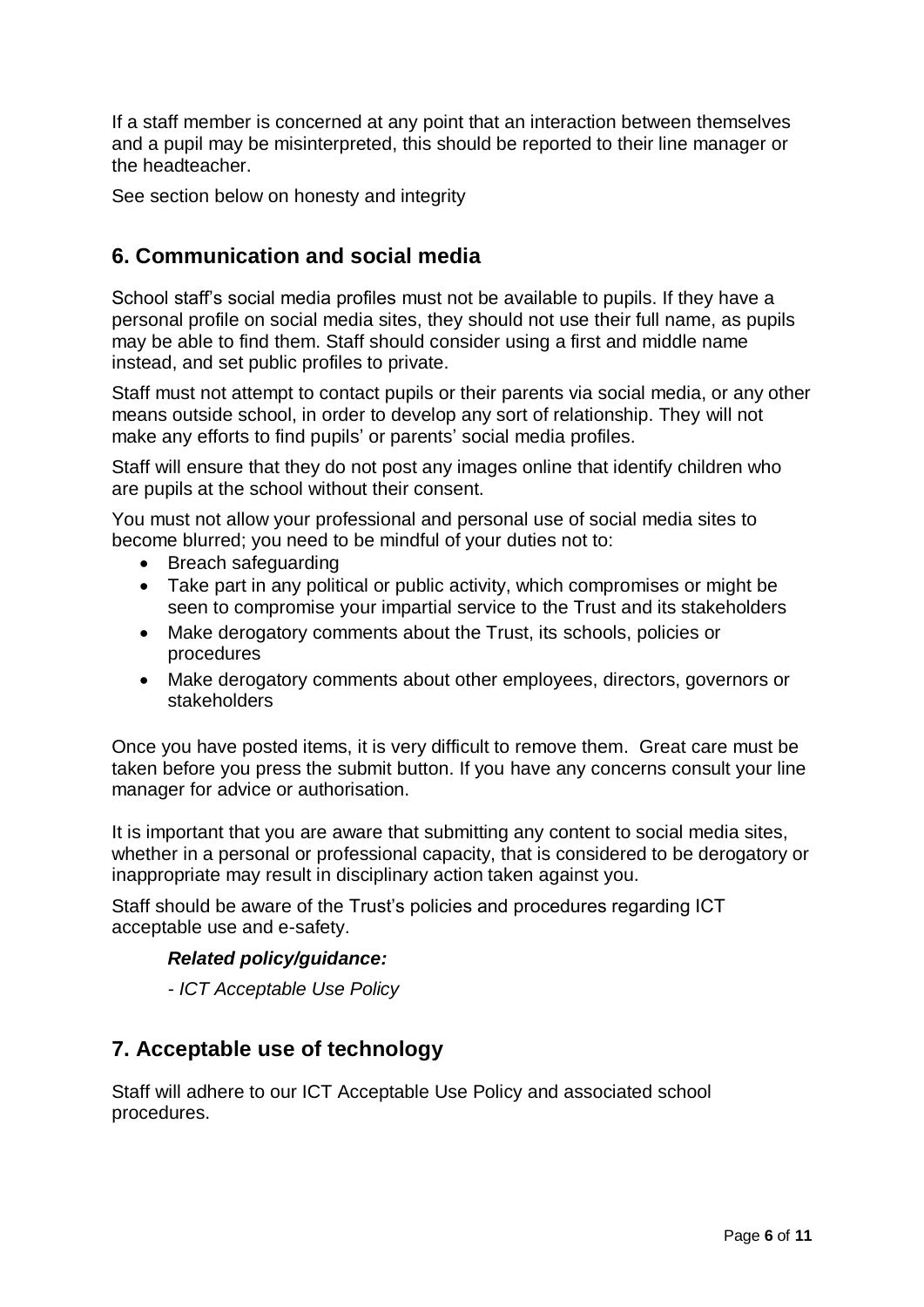If a staff member is concerned at any point that an interaction between themselves and a pupil may be misinterpreted, this should be reported to their line manager or the headteacher.

See section below on honesty and integrity

## 6. Communication and social media

School staff's social media profiles must not be available to pupils. If they have a personal profile on social media sites, they should not use their full name, as pupils may be able to find them. Staff should consider using a first and middle name instead, and set public profiles to private.

Staff must not attempt to contact pupils or their parents via social media, or any other means outside school, in order to develop any sort of relationship. They will not make any efforts to find pupils' or parents' social media profiles.

Staff will ensure that they do not post any images online that identify children who are pupils at the school without their consent.

You must not allow your professional and personal use of social media sites to become blurred; you need to be mindful of your duties not to:

- Breach safeguarding
- Take part in any political or public activity, which compromises or might be seen to compromise your impartial service to the Trust and its stakeholders
- Make derogatory comments about the Trust, its schools, policies or procedures
- Make derogatory comments about other employees, directors, governors or stakeholders

Once you have posted items, it is very difficult to remove them. Great care must be taken before you press the submit button. If you have any concerns consult your line manager for advice or authorisation.

It is important that you are aware that submitting any content to social media sites, whether in a personal or professional capacity, that is considered to be derogatory or inappropriate may result in disciplinary action taken against you.

Staff should be aware of the Trust's policies and procedures regarding ICT acceptable use and e-safety.

***Related policy/guidance:***

*- ICT Acceptable Use Policy*

## 7. Acceptable use of technology

Staff will adhere to our ICT Acceptable Use Policy and associated school procedures.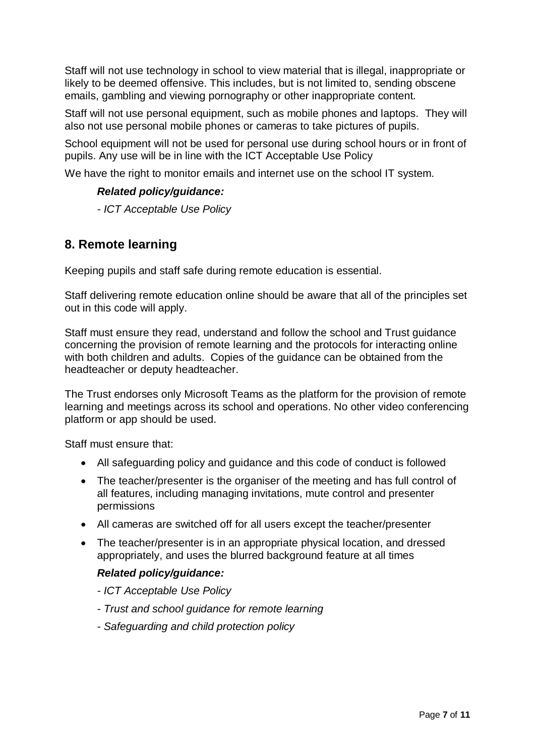Staff will not use technology in school to view material that is illegal, inappropriate or likely to be deemed offensive. This includes, but is not limited to, sending obscene emails, gambling and viewing pornography or other inappropriate content.

Staff will not use personal equipment, such as mobile phones and laptops. They will also not use personal mobile phones or cameras to take pictures of pupils.

School equipment will not be used for personal use during school hours or in front of pupils. Any use will be in line with the ICT Acceptable Use Policy

We have the right to monitor emails and internet use on the school IT system.

***Related policy/guidance:***

*- ICT Acceptable Use Policy*

## 8. Remote learning

Keeping pupils and staff safe during remote education is essential.

Staff delivering remote education online should be aware that all of the principles set out in this code will apply.

Staff must ensure they read, understand and follow the school and Trust guidance concerning the provision of remote learning and the protocols for interacting online with both children and adults. Copies of the guidance can be obtained from the headteacher or deputy headteacher.

The Trust endorses only Microsoft Teams as the platform for the provision of remote learning and meetings across its school and operations. No other video conferencing platform or app should be used.

Staff must ensure that:

- All safeguarding policy and guidance and this code of conduct is followed
- The teacher/presenter is the organiser of the meeting and has full control of all features, including managing invitations, mute control and presenter permissions
- All cameras are switched off for all users except the teacher/presenter
- The teacher/presenter is in an appropriate physical location, and dressed appropriately, and uses the blurred background feature at all times

***Related policy/guidance:***

*- ICT Acceptable Use Policy*

*- Trust and school guidance for remote learning*

*- Safeguarding and child protection policy*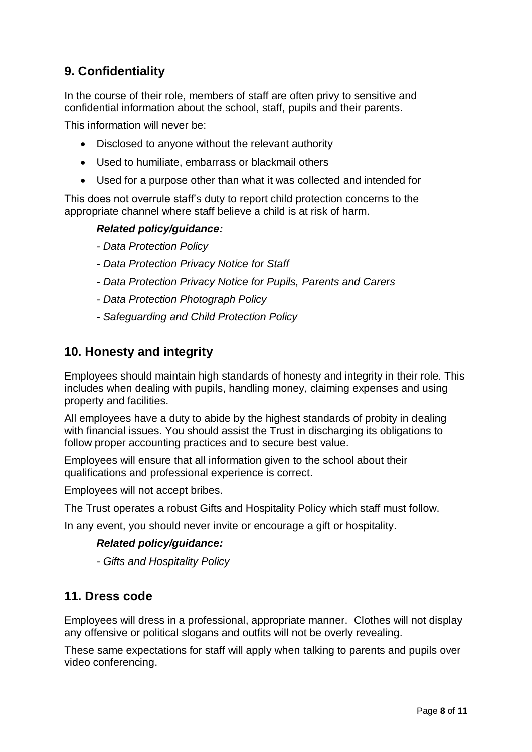## 9. Confidentiality

In the course of their role, members of staff are often privy to sensitive and confidential information about the school, staff, pupils and their parents.

This information will never be:

- Disclosed to anyone without the relevant authority
- Used to humiliate, embarrass or blackmail others
- Used for a purpose other than what it was collected and intended for

This does not overrule staff's duty to report child protection concerns to the appropriate channel where staff believe a child is at risk of harm.

> ***Related policy/guidance:***
>
> *- Data Protection Policy*
>
> *- Data Protection Privacy Notice for Staff*
>
> *- Data Protection Privacy Notice for Pupils, Parents and Carers*
>
> *- Data Protection Photograph Policy*
>
> *- Safeguarding and Child Protection Policy*

## 10. Honesty and integrity

Employees should maintain high standards of honesty and integrity in their role. This includes when dealing with pupils, handling money, claiming expenses and using property and facilities.

All employees have a duty to abide by the highest standards of probity in dealing with financial issues. You should assist the Trust in discharging its obligations to follow proper accounting practices and to secure best value.

Employees will ensure that all information given to the school about their qualifications and professional experience is correct.

Employees will not accept bribes.

The Trust operates a robust Gifts and Hospitality Policy which staff must follow.

In any event, you should never invite or encourage a gift or hospitality.

> ***Related policy/guidance:***
>
> *- Gifts and Hospitality Policy*

## 11. Dress code

Employees will dress in a professional, appropriate manner. Clothes will not display any offensive or political slogans and outfits will not be overly revealing.

These same expectations for staff will apply when talking to parents and pupils over video conferencing.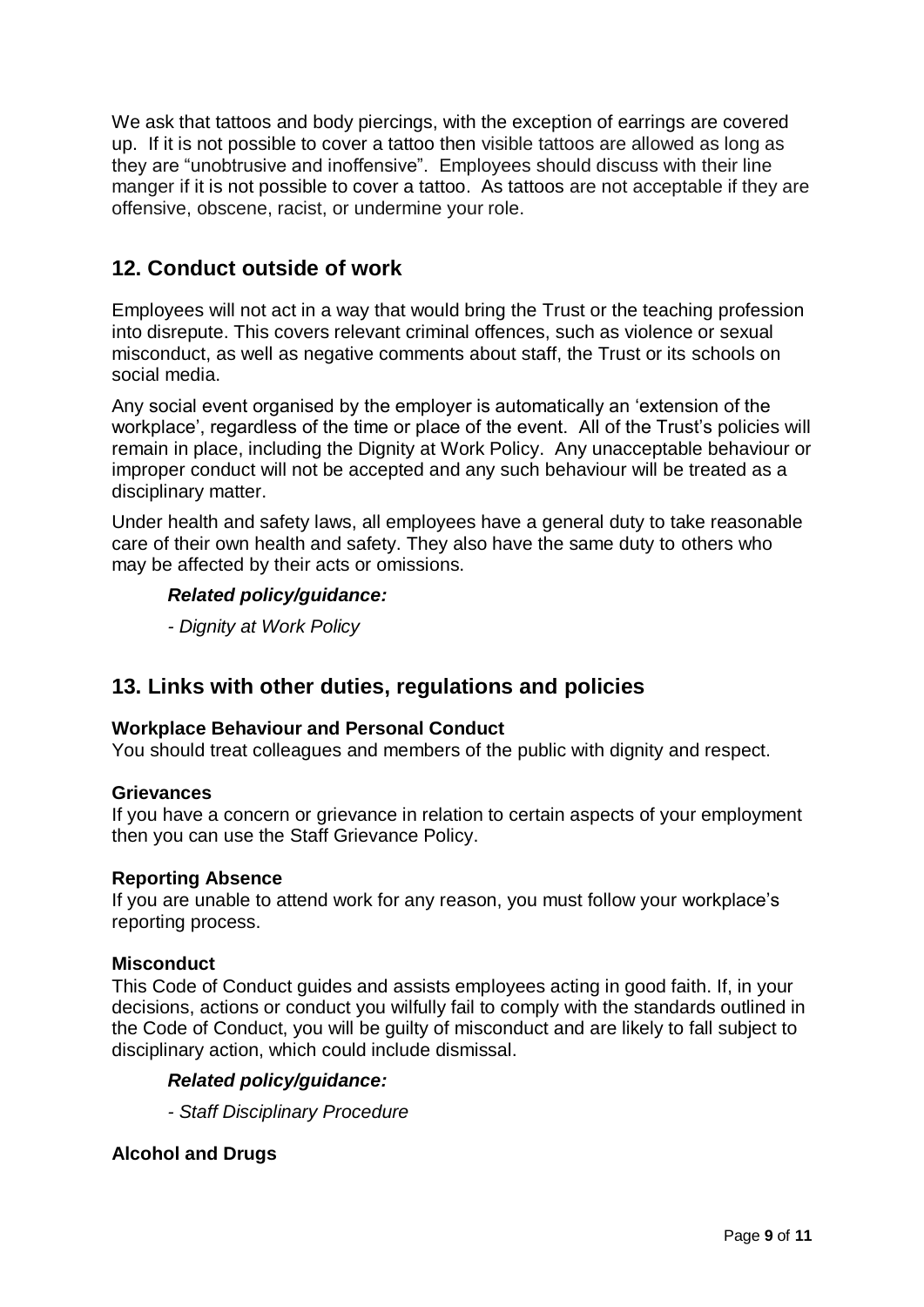We ask that tattoos and body piercings, with the exception of earrings are covered up. If it is not possible to cover a tattoo then visible tattoos are allowed as long as they are "unobtrusive and inoffensive". Employees should discuss with their line manger if it is not possible to cover a tattoo. As tattoos are not acceptable if they are offensive, obscene, racist, or undermine your role.

## 12. Conduct outside of work

Employees will not act in a way that would bring the Trust or the teaching profession into disrepute. This covers relevant criminal offences, such as violence or sexual misconduct, as well as negative comments about staff, the Trust or its schools on social media.

Any social event organised by the employer is automatically an 'extension of the workplace', regardless of the time or place of the event. All of the Trust's policies will remain in place, including the Dignity at Work Policy. Any unacceptable behaviour or improper conduct will not be accepted and any such behaviour will be treated as a disciplinary matter.

Under health and safety laws, all employees have a general duty to take reasonable care of their own health and safety. They also have the same duty to others who may be affected by their acts or omissions.

***Related policy/guidance:***

*- Dignity at Work Policy*

## 13. Links with other duties, regulations and policies

**Workplace Behaviour and Personal Conduct**
You should treat colleagues and members of the public with dignity and respect.

**Grievances**
If you have a concern or grievance in relation to certain aspects of your employment then you can use the Staff Grievance Policy.

**Reporting Absence**
If you are unable to attend work for any reason, you must follow your workplace's reporting process.

**Misconduct**
This Code of Conduct guides and assists employees acting in good faith. If, in your decisions, actions or conduct you wilfully fail to comply with the standards outlined in the Code of Conduct, you will be guilty of misconduct and are likely to fall subject to disciplinary action, which could include dismissal.

***Related policy/guidance:***

*- Staff Disciplinary Procedure*

**Alcohol and Drugs**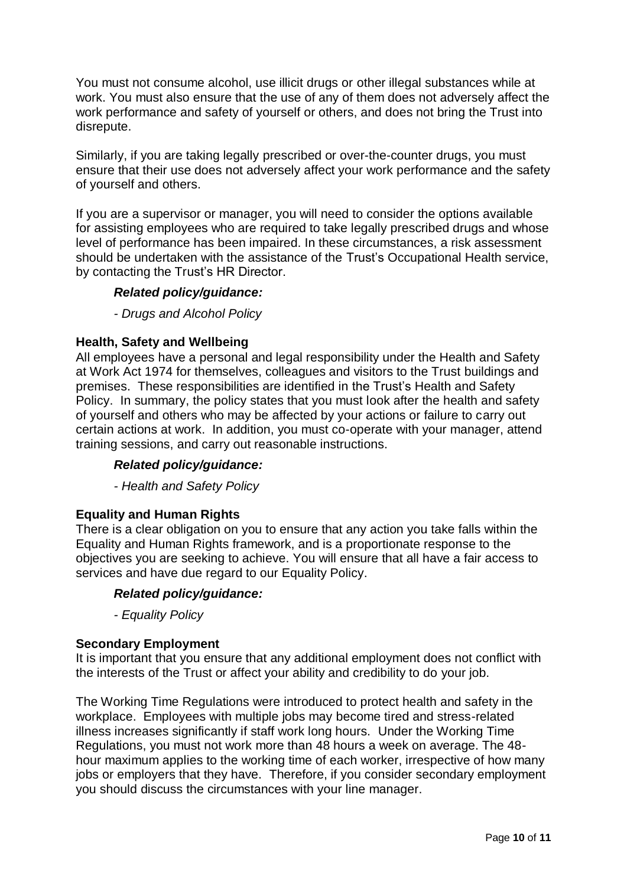You must not consume alcohol, use illicit drugs or other illegal substances while at work. You must also ensure that the use of any of them does not adversely affect the work performance and safety of yourself or others, and does not bring the Trust into disrepute.

Similarly, if you are taking legally prescribed or over-the-counter drugs, you must ensure that their use does not adversely affect your work performance and the safety of yourself and others.

If you are a supervisor or manager, you will need to consider the options available for assisting employees who are required to take legally prescribed drugs and whose level of performance has been impaired. In these circumstances, a risk assessment should be undertaken with the assistance of the Trust's Occupational Health service, by contacting the Trust's HR Director.

***Related policy/guidance:***

*- Drugs and Alcohol Policy*

**Health, Safety and Wellbeing**

All employees have a personal and legal responsibility under the Health and Safety at Work Act 1974 for themselves, colleagues and visitors to the Trust buildings and premises. These responsibilities are identified in the Trust's Health and Safety Policy. In summary, the policy states that you must look after the health and safety of yourself and others who may be affected by your actions or failure to carry out certain actions at work. In addition, you must co-operate with your manager, attend training sessions, and carry out reasonable instructions.

***Related policy/guidance:***

*- Health and Safety Policy*

**Equality and Human Rights**

There is a clear obligation on you to ensure that any action you take falls within the Equality and Human Rights framework, and is a proportionate response to the objectives you are seeking to achieve. You will ensure that all have a fair access to services and have due regard to our Equality Policy.

***Related policy/guidance:***

*- Equality Policy*

**Secondary Employment**

It is important that you ensure that any additional employment does not conflict with the interests of the Trust or affect your ability and credibility to do your job.

The Working Time Regulations were introduced to protect health and safety in the workplace. Employees with multiple jobs may become tired and stress-related illness increases significantly if staff work long hours. Under the Working Time Regulations, you must not work more than 48 hours a week on average. The 48-hour maximum applies to the working time of each worker, irrespective of how many jobs or employers that they have. Therefore, if you consider secondary employment you should discuss the circumstances with your line manager.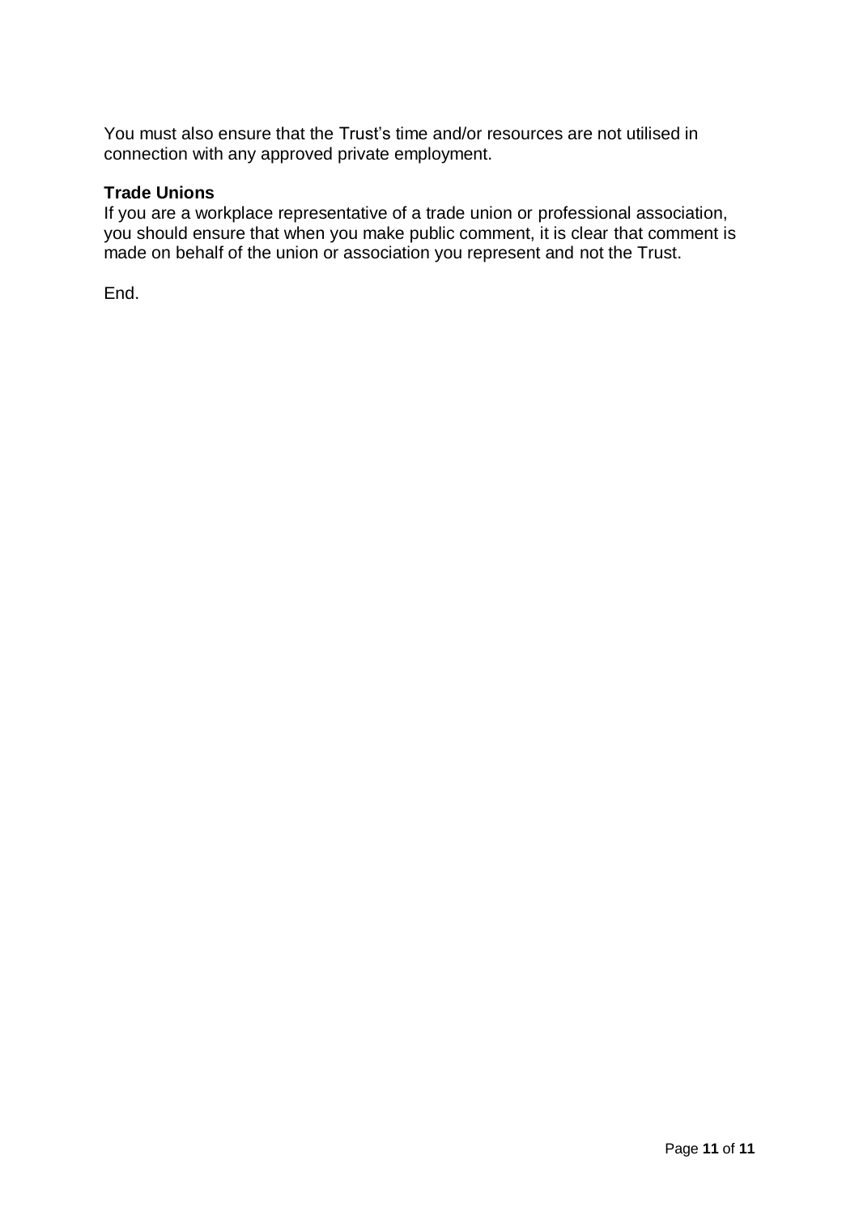You must also ensure that the Trust's time and/or resources are not utilised in connection with any approved private employment.

**Trade Unions**

If you are a workplace representative of a trade union or professional association, you should ensure that when you make public comment, it is clear that comment is made on behalf of the union or association you represent and not the Trust.

End.